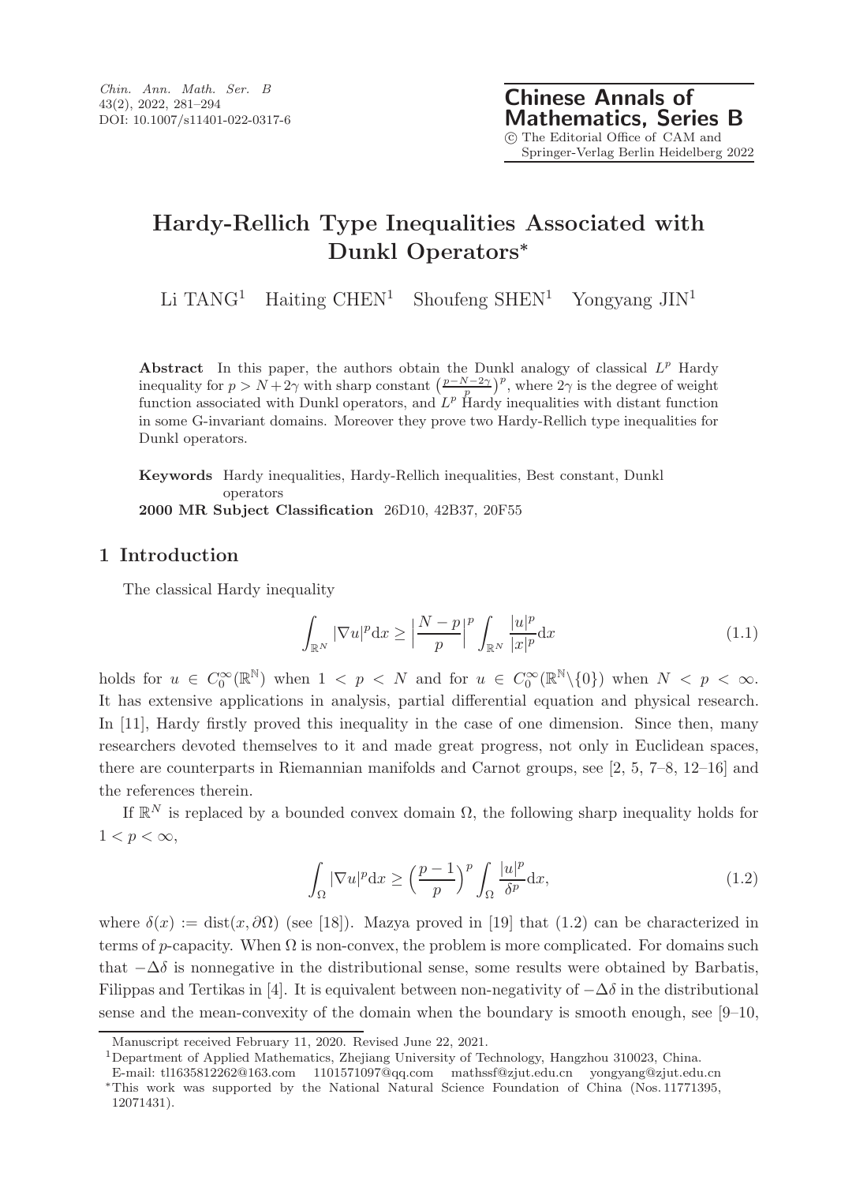# Hardy-Rellich Type Inequalities Associated with Dunkl Operators*

Li TANG[1] Haiting CHEN[1] Shoufeng SHEN[1] Yongyang JIN[1]

**Abstract** In this paper, the authors obtain the Dunkl analogy of classical $L^p$ Hardy inequality for $p > N+2\gamma$ with sharp constant $\big(\frac{p-N-2\gamma}{p}\big)^p$, where $2\gamma$ is the degree of weight function associated with Dunkl operators, and $L^p$ Hardy inequalities with distant function in some G-invariant domains. Moreover they prove two Hardy-Rellich type inequalities for Dunkl operators.

**Keywords** Hardy inequalities, Hardy-Rellich inequalities, Best constant, Dunkl operators

**2000 MR Subject Classification** 26D10, 42B37, 20F55

## 1 Introduction

The classical Hardy inequality

$$\int_{\mathbb{R}^N} |\nabla u|^p \mathrm{d}x \geq \Big|\frac{N-p}{p}\Big|^p \int_{\mathbb{R}^N} \frac{|u|^p}{|x|^p} \mathrm{d}x \tag{1.1}$$

holds for $u \in C_0^\infty(\mathbb{R}^{\mathbb{N}})$ when $1 < p < N$ and for $u \in C_0^\infty(\mathbb{R}^{\mathbb{N}}\backslash\{0\})$ when $N < p < \infty$. It has extensive applications in analysis, partial differential equation and physical research. In [11], Hardy firstly proved this inequality in the case of one dimension. Since then, many researchers devoted themselves to it and made great progress, not only in Euclidean spaces, there are counterparts in Riemannian manifolds and Carnot groups, see [2, 5, 7–8, 12–16] and the references therein.

If $\mathbb{R}^N$ is replaced by a bounded convex domain $\Omega$, the following sharp inequality holds for $1 < p < \infty$,

$$\int_\Omega |\nabla u|^p \mathrm{d}x \geq \Big(\frac{p-1}{p}\Big)^p \int_\Omega \frac{|u|^p}{\delta^p} \mathrm{d}x, \tag{1.2}$$

where $\delta(x) := \mathrm{dist}(x, \partial\Omega)$ (see [18]). Mazya proved in [19] that (1.2) can be characterized in terms of $p$-capacity. When $\Omega$ is non-convex, the problem is more complicated. For domains such that $-\Delta\delta$ is nonnegative in the distributional sense, some results were obtained by Barbatis, Filippas and Tertikas in [4]. It is equivalent between non-negativity of $-\Delta\delta$ in the distributional sense and the mean-convexity of the domain when the boundary is smooth enough, see [9–10,

Manuscript received February 11, 2020. Revised June 22, 2021.

[1] Department of Applied Mathematics, Zhejiang University of Technology, Hangzhou 310023, China.
E-mail: tl1635812262@163.com 1101571097@qq.com mathssf@zjut.edu.cn yongyang@zjut.edu.cn

*This work was supported by the National Natural Science Foundation of China (Nos. 11771395, 12071431).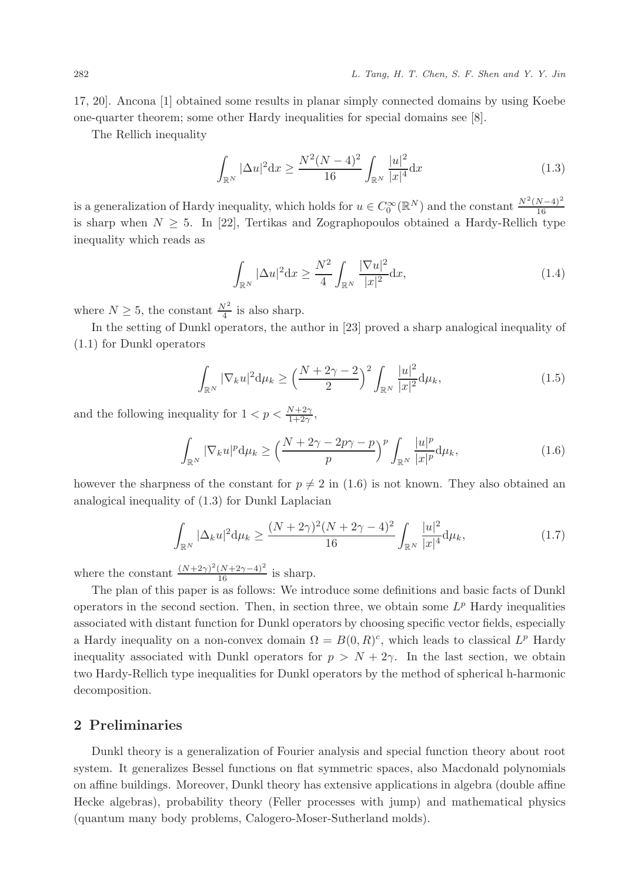17, 20]. Ancona [1] obtained some results in planar simply connected domains by using Koebe one-quarter theorem; some other Hardy inequalities for special domains see [8].

The Rellich inequality

$$\int_{\mathbb{R}^N} |\Delta u|^2 \mathrm{d}x \geq \frac{N^2(N-4)^2}{16} \int_{\mathbb{R}^N} \frac{|u|^2}{|x|^4} \mathrm{d}x \tag{1.3}$$

is a generalization of Hardy inequality, which holds for $u \in C_0^\infty(\mathbb{R}^N)$ and the constant $\frac{N^2(N-4)^2}{16}$ is sharp when $N \geq 5$. In [22], Tertikas and Zographopoulos obtained a Hardy-Rellich type inequality which reads as

$$\int_{\mathbb{R}^N} |\Delta u|^2 \mathrm{d}x \geq \frac{N^2}{4} \int_{\mathbb{R}^N} \frac{|\nabla u|^2}{|x|^2} \mathrm{d}x, \tag{1.4}$$

where $N \geq 5$, the constant $\frac{N^2}{4}$ is also sharp.

In the setting of Dunkl operators, the author in [23] proved a sharp analogical inequality of (1.1) for Dunkl operators

$$\int_{\mathbb{R}^N} |\nabla_k u|^2 \mathrm{d}\mu_k \geq \Big(\frac{N+2\gamma-2}{2}\Big)^2 \int_{\mathbb{R}^N} \frac{|u|^2}{|x|^2} \mathrm{d}\mu_k, \tag{1.5}$$

and the following inequality for $1 < p < \frac{N+2\gamma}{1+2\gamma}$,

$$\int_{\mathbb{R}^N} |\nabla_k u|^p \mathrm{d}\mu_k \geq \Big(\frac{N+2\gamma-2p\gamma-p}{p}\Big)^p \int_{\mathbb{R}^N} \frac{|u|^p}{|x|^p} \mathrm{d}\mu_k, \tag{1.6}$$

however the sharpness of the constant for $p \neq 2$ in (1.6) is not known. They also obtained an analogical inequality of (1.3) for Dunkl Laplacian

$$\int_{\mathbb{R}^N} |\Delta_k u|^2 \mathrm{d}\mu_k \geq \frac{(N+2\gamma)^2(N+2\gamma-4)^2}{16} \int_{\mathbb{R}^N} \frac{|u|^2}{|x|^4} \mathrm{d}\mu_k, \tag{1.7}$$

where the constant $\frac{(N+2\gamma)^2(N+2\gamma-4)^2}{16}$ is sharp.

The plan of this paper is as follows: We introduce some definitions and basic facts of Dunkl operators in the second section. Then, in section three, we obtain some $L^p$ Hardy inequalities associated with distant function for Dunkl operators by choosing specific vector fields, especially a Hardy inequality on a non-convex domain $\Omega = B(0,R)^c$, which leads to classical $L^p$ Hardy inequality associated with Dunkl operators for $p > N + 2\gamma$. In the last section, we obtain two Hardy-Rellich type inequalities for Dunkl operators by the method of spherical h-harmonic decomposition.

## 2 Preliminaries

Dunkl theory is a generalization of Fourier analysis and special function theory about root system. It generalizes Bessel functions on flat symmetric spaces, also Macdonald polynomials on affine buildings. Moreover, Dunkl theory has extensive applications in algebra (double affine Hecke algebras), probability theory (Feller processes with jump) and mathematical physics (quantum many body problems, Calogero-Moser-Sutherland molds).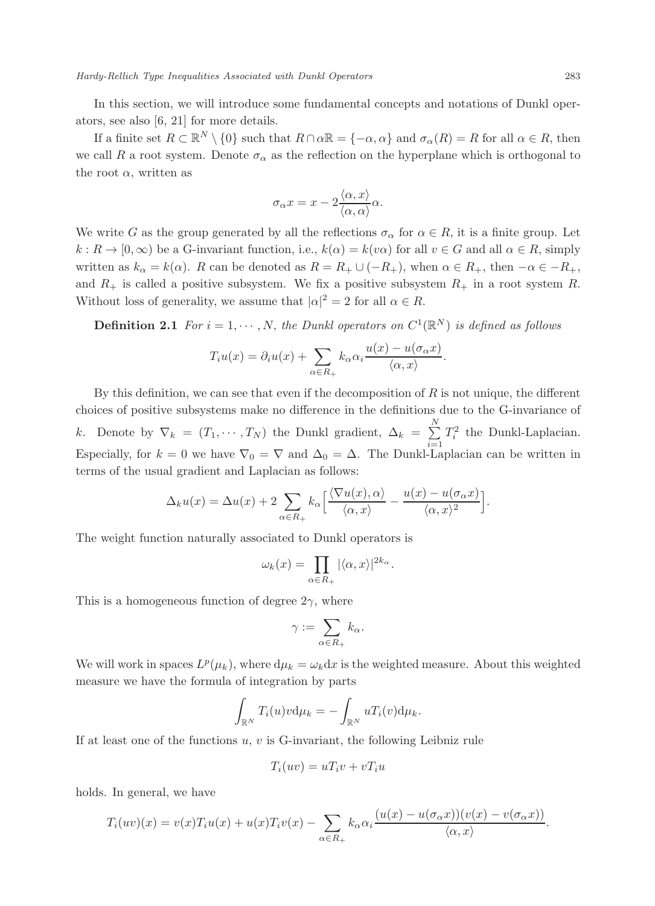In this section, we will introduce some fundamental concepts and notations of Dunkl operators, see also [6, 21] for more details.

If a finite set $R \subset \mathbb{R}^N \setminus \{0\}$ such that $R \cap \alpha\mathbb{R} = \{-\alpha, \alpha\}$ and $\sigma_\alpha(R) = R$ for all $\alpha \in R$, then we call $R$ a root system. Denote $\sigma_\alpha$ as the reflection on the hyperplane which is orthogonal to the root $\alpha$, written as

$$\sigma_\alpha x = x - 2\frac{\langle \alpha, x\rangle}{\langle \alpha, \alpha\rangle}\alpha.$$

We write $G$ as the group generated by all the reflections $\sigma_\alpha$ for $\alpha \in R$, it is a finite group. Let $k : R \to [0, \infty)$ be a G-invariant function, i.e., $k(\alpha) = k(v\alpha)$ for all $v \in G$ and all $\alpha \in R$, simply written as $k_\alpha = k(\alpha)$. $R$ can be denoted as $R = R_+ \cup (-R_+)$, when $\alpha \in R_+$, then $-\alpha \in -R_+$, and $R_+$ is called a positive subsystem. We fix a positive subsystem $R_+$ in a root system $R$. Without loss of generality, we assume that $|\alpha|^2 = 2$ for all $\alpha \in R$.

**Definition 2.1** *For $i = 1, \cdots, N$, the Dunkl operators on $C^1(\mathbb{R}^N)$ is defined as follows*

$$T_i u(x) = \partial_i u(x) + \sum_{\alpha\in R_+} k_\alpha \alpha_i \frac{u(x) - u(\sigma_\alpha x)}{\langle \alpha, x\rangle}.$$

By this definition, we can see that even if the decomposition of $R$ is not unique, the different choices of positive subsystems make no difference in the definitions due to the G-invariance of $k$. Denote by $\nabla_k = (T_1, \cdots, T_N)$ the Dunkl gradient, $\Delta_k = \sum_{i=1}^{N} T_i^2$ the Dunkl-Laplacian. Especially, for $k = 0$ we have $\nabla_0 = \nabla$ and $\Delta_0 = \Delta$. The Dunkl-Laplacian can be written in terms of the usual gradient and Laplacian as follows:

$$\Delta_k u(x) = \Delta u(x) + 2\sum_{\alpha\in R_+} k_\alpha \Big[\frac{\langle \nabla u(x), \alpha\rangle}{\langle \alpha, x\rangle} - \frac{u(x) - u(\sigma_\alpha x)}{\langle \alpha, x\rangle^2}\Big].$$

The weight function naturally associated to Dunkl operators is

$$\omega_k(x) = \prod_{\alpha\in R_+} |\langle \alpha, x\rangle|^{2k_\alpha}.$$

This is a homogeneous function of degree $2\gamma$, where

$$\gamma := \sum_{\alpha\in R_+} k_\alpha.$$

We will work in spaces $L^p(\mu_k)$, where $\mathrm{d}\mu_k = \omega_k \mathrm{d}x$ is the weighted measure. About this weighted measure we have the formula of integration by parts

$$\int_{\mathbb{R}^N} T_i(u) v \mathrm{d}\mu_k = -\int_{\mathbb{R}^N} u T_i(v) \mathrm{d}\mu_k.$$

If at least one of the functions $u$, $v$ is G-invariant, the following Leibniz rule

$$T_i(uv) = uT_i v + vT_i u$$

holds. In general, we have

$$T_i(uv)(x) = v(x)T_i u(x) + u(x)T_i v(x) - \sum_{\alpha\in R_+} k_\alpha \alpha_i \frac{(u(x) - u(\sigma_\alpha x))(v(x) - v(\sigma_\alpha x))}{\langle \alpha, x\rangle}.$$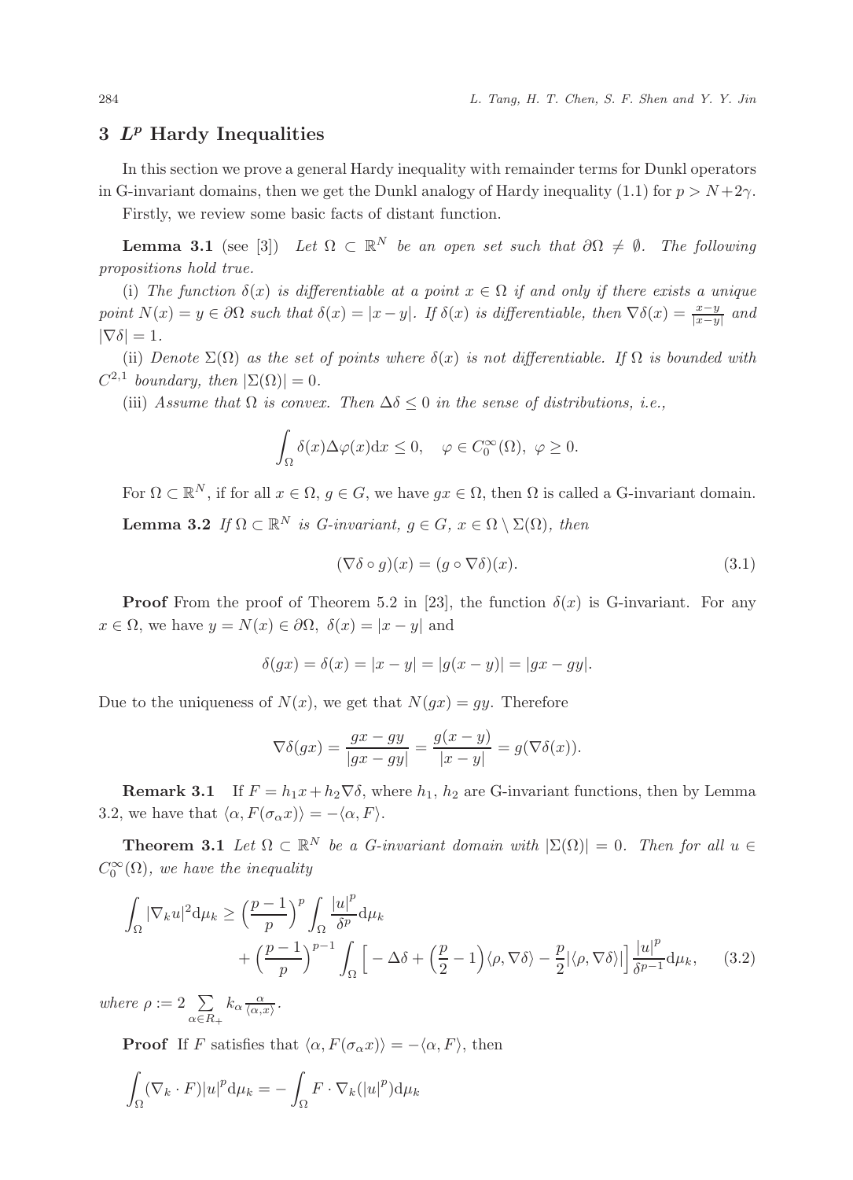## 3 $L^p$ Hardy Inequalities

In this section we prove a general Hardy inequality with remainder terms for Dunkl operators in G-invariant domains, then we get the Dunkl analogy of Hardy inequality (1.1) for $p > N+2\gamma$.

Firstly, we review some basic facts of distant function.

**Lemma 3.1** (see [3]) *Let $\Omega \subset \mathbb{R}^N$ be an open set such that $\partial\Omega \neq \emptyset$. The following propositions hold true.*

(i) *The function $\delta(x)$ is differentiable at a point $x \in \Omega$ if and only if there exists a unique point $N(x) = y \in \partial\Omega$ such that $\delta(x) = |x-y|$. If $\delta(x)$ is differentiable, then $\nabla\delta(x) = \frac{x-y}{|x-y|}$ and $|\nabla\delta| = 1$.*

(ii) *Denote $\Sigma(\Omega)$ as the set of points where $\delta(x)$ is not differentiable. If $\Omega$ is bounded with $C^{2,1}$ boundary, then $|\Sigma(\Omega)| = 0$.*

(iii) *Assume that $\Omega$ is convex. Then $\Delta\delta \leq 0$ in the sense of distributions, i.e.,*

$$\int_\Omega \delta(x)\Delta\varphi(x)\mathrm{d}x \leq 0, \quad \varphi \in C_0^\infty(\Omega),\ \varphi \geq 0.$$

For $\Omega \subset \mathbb{R}^N$, if for all $x \in \Omega$, $g \in G$, we have $gx \in \Omega$, then $\Omega$ is called a G-invariant domain.

**Lemma 3.2** *If $\Omega \subset \mathbb{R}^N$ is G-invariant, $g \in G$, $x \in \Omega \setminus \Sigma(\Omega)$, then*

$$(\nabla\delta \circ g)(x) = (g \circ \nabla\delta)(x). \tag{3.1}$$

**Proof** From the proof of Theorem 5.2 in [23], the function $\delta(x)$ is G-invariant. For any $x \in \Omega$, we have $y = N(x) \in \partial\Omega$, $\delta(x) = |x-y|$ and

$$\delta(gx) = \delta(x) = |x-y| = |g(x-y)| = |gx - gy|.$$

Due to the uniqueness of $N(x)$, we get that $N(gx) = gy$. Therefore

$$\nabla\delta(gx) = \frac{gx-gy}{|gx-gy|} = \frac{g(x-y)}{|x-y|} = g(\nabla\delta(x)).$$

**Remark 3.1** If $F = h_1 x + h_2\nabla\delta$, where $h_1$, $h_2$ are G-invariant functions, then by Lemma 3.2, we have that $\langle \alpha, F(\sigma_\alpha x)\rangle = -\langle \alpha, F\rangle$.

**Theorem 3.1** *Let $\Omega \subset \mathbb{R}^N$ be a G-invariant domain with $|\Sigma(\Omega)| = 0$. Then for all $u \in C_0^\infty(\Omega)$, we have the inequality*

$$\begin{aligned}\int_\Omega |\nabla_k u|^2 \mathrm{d}\mu_k \geq{}& \Big(\frac{p-1}{p}\Big)^p \int_\Omega \frac{|u|^p}{\delta^p}\mathrm{d}\mu_k \\ &+ \Big(\frac{p-1}{p}\Big)^{p-1}\int_\Omega \Big[-\Delta\delta + \Big(\frac{p}{2}-1\Big)\langle\rho,\nabla\delta\rangle - \frac{p}{2}|\langle\rho,\nabla\delta\rangle|\Big]\frac{|u|^p}{\delta^{p-1}}\mathrm{d}\mu_k,\end{aligned} \tag{3.2}$$

*where $\rho := 2\sum\limits_{\alpha\in R_+} k_\alpha \frac{\alpha}{\langle\alpha,x\rangle}$.*

**Proof** If $F$ satisfies that $\langle\alpha, F(\sigma_\alpha x)\rangle = -\langle\alpha, F\rangle$, then

$$\int_\Omega (\nabla_k \cdot F)|u|^p \mathrm{d}\mu_k = -\int_\Omega F \cdot \nabla_k(|u|^p)\mathrm{d}\mu_k$$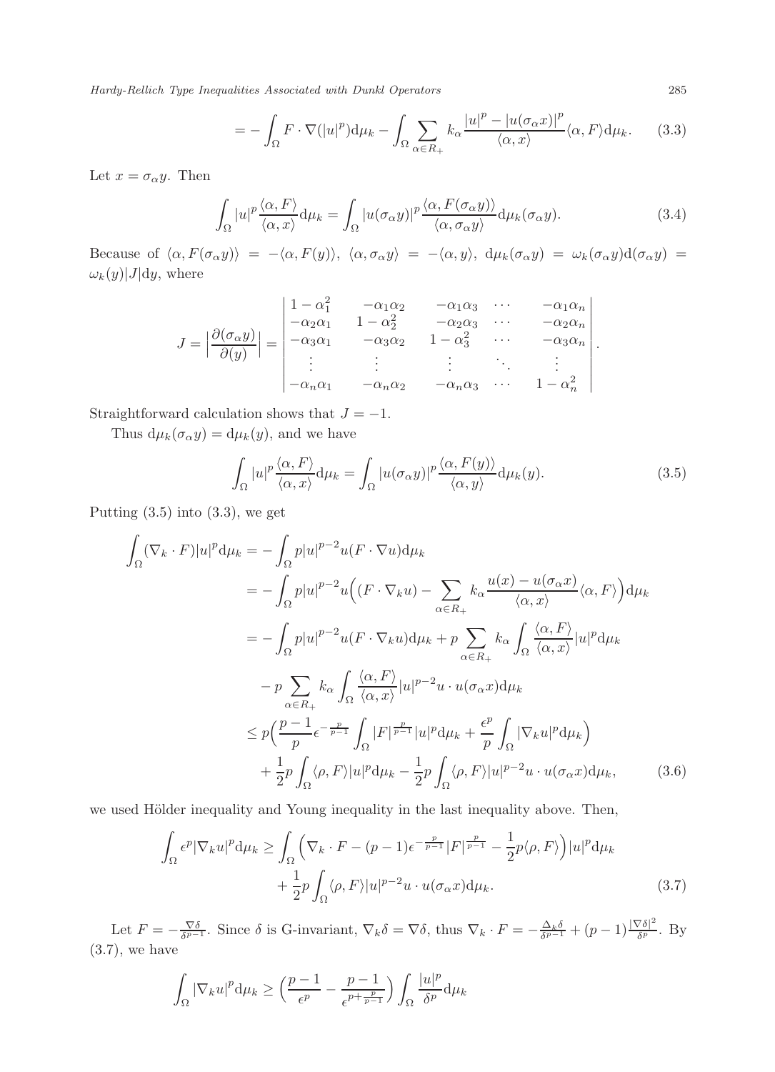$$= -\int_{\Omega} F \cdot \nabla(|u|^p) \mathrm{d}\mu_k - \int_{\Omega} \sum_{\alpha \in R_+} k_\alpha \frac{|u|^p - |u(\sigma_\alpha x)|^p}{\langle \alpha, x \rangle} \langle \alpha, F \rangle \mathrm{d}\mu_k. \tag{3.3}$$

Let $x = \sigma_\alpha y$. Then

$$\int_{\Omega} |u|^p \frac{\langle \alpha, F \rangle}{\langle \alpha, x \rangle} \mathrm{d}\mu_k = \int_{\Omega} |u(\sigma_\alpha y)|^p \frac{\langle \alpha, F(\sigma_\alpha y) \rangle}{\langle \alpha, \sigma_\alpha y \rangle} \mathrm{d}\mu_k(\sigma_\alpha y). \tag{3.4}$$

Because of $\langle \alpha, F(\sigma_\alpha y) \rangle = -\langle \alpha, F(y) \rangle$, $\langle \alpha, \sigma_\alpha y \rangle = -\langle \alpha, y \rangle$, $\mathrm{d}\mu_k(\sigma_\alpha y) = \omega_k(\sigma_\alpha y) \mathrm{d}(\sigma_\alpha y) = \omega_k(y)|J|\mathrm{d}y$, where

$$J = \Big| \frac{\partial(\sigma_\alpha y)}{\partial(y)} \Big| = \begin{vmatrix} 1-\alpha_1^2 & -\alpha_1\alpha_2 & -\alpha_1\alpha_3 & \cdots & -\alpha_1\alpha_n \\ -\alpha_2\alpha_1 & 1-\alpha_2^2 & -\alpha_2\alpha_3 & \cdots & -\alpha_2\alpha_n \\ -\alpha_3\alpha_1 & -\alpha_3\alpha_2 & 1-\alpha_3^2 & \cdots & -\alpha_3\alpha_n \\ \vdots & \vdots & \vdots & \ddots & \vdots \\ -\alpha_n\alpha_1 & -\alpha_n\alpha_2 & -\alpha_n\alpha_3 & \cdots & 1-\alpha_n^2 \end{vmatrix}.$$

Straightforward calculation shows that $J = -1$.

Thus $\mathrm{d}\mu_k(\sigma_\alpha y) = \mathrm{d}\mu_k(y)$, and we have

$$\int_{\Omega} |u|^p \frac{\langle \alpha, F \rangle}{\langle \alpha, x \rangle} \mathrm{d}\mu_k = \int_{\Omega} |u(\sigma_\alpha y)|^p \frac{\langle \alpha, F(y) \rangle}{\langle \alpha, y \rangle} \mathrm{d}\mu_k(y). \tag{3.5}$$

Putting (3.5) into (3.3), we get

$$\begin{aligned}
\int_{\Omega} (\nabla_k \cdot F)|u|^p \mathrm{d}\mu_k &= -\int_{\Omega} p|u|^{p-2}u(F \cdot \nabla u) \mathrm{d}\mu_k \\
&= -\int_{\Omega} p|u|^{p-2}u\Big((F \cdot \nabla_k u) - \sum_{\alpha \in R_+} k_\alpha \frac{u(x) - u(\sigma_\alpha x)}{\langle \alpha, x \rangle} \langle \alpha, F \rangle\Big) \mathrm{d}\mu_k \\
&= -\int_{\Omega} p|u|^{p-2}u(F \cdot \nabla_k u) \mathrm{d}\mu_k + p \sum_{\alpha \in R_+} k_\alpha \int_{\Omega} \frac{\langle \alpha, F \rangle}{\langle \alpha, x \rangle} |u|^p \mathrm{d}\mu_k \\
&\quad - p \sum_{\alpha \in R_+} k_\alpha \int_{\Omega} \frac{\langle \alpha, F \rangle}{\langle \alpha, x \rangle} |u|^{p-2}u \cdot u(\sigma_\alpha x) \mathrm{d}\mu_k \\
&\le p\Big(\frac{p-1}{p} \epsilon^{-\frac{p}{p-1}} \int_{\Omega} |F|^{\frac{p}{p-1}} |u|^p \mathrm{d}\mu_k + \frac{\epsilon^p}{p} \int_{\Omega} |\nabla_k u|^p \mathrm{d}\mu_k\Big) \\
&\quad + \frac{1}{2} p \int_{\Omega} \langle \rho, F \rangle |u|^p \mathrm{d}\mu_k - \frac{1}{2} p \int_{\Omega} \langle \rho, F \rangle |u|^{p-2} u \cdot u(\sigma_\alpha x) \mathrm{d}\mu_k,
\end{aligned} \tag{3.6}$$

we used Hölder inequality and Young inequality in the last inequality above. Then,

$$\begin{aligned}
\int_{\Omega} \epsilon^p |\nabla_k u|^p \mathrm{d}\mu_k \ge& \int_{\Omega} \Big(\nabla_k \cdot F - (p-1)\epsilon^{-\frac{p}{p-1}} |F|^{\frac{p}{p-1}} - \frac{1}{2} p \langle \rho, F \rangle\Big) |u|^p \mathrm{d}\mu_k \\
&+ \frac{1}{2} p \int_{\Omega} \langle \rho, F \rangle |u|^{p-2} u \cdot u(\sigma_\alpha x) \mathrm{d}\mu_k.
\end{aligned} \tag{3.7}$$

Let $F = -\frac{\nabla \delta}{\delta^{p-1}}$. Since $\delta$ is G-invariant, $\nabla_k \delta = \nabla \delta$, thus $\nabla_k \cdot F = -\frac{\Delta_k \delta}{\delta^{p-1}} + (p-1)\frac{|\nabla \delta|^2}{\delta^p}$. By (3.7), we have

$$\int_{\Omega} |\nabla_k u|^p \mathrm{d}\mu_k \ge \Big(\frac{p-1}{\epsilon^p} - \frac{p-1}{\epsilon^{p+\frac{p}{p-1}}}\Big) \int_{\Omega} \frac{|u|^p}{\delta^p} \mathrm{d}\mu_k$$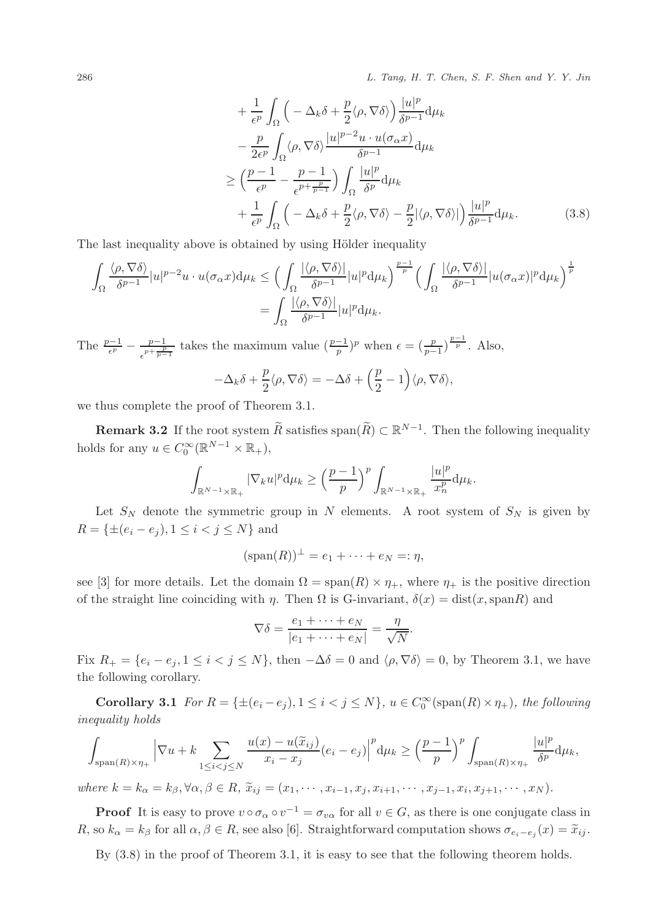$$
\begin{aligned}
&+\frac{1}{\epsilon^p}\int_\Omega \Big(-\Delta_k\delta+\frac{p}{2}\langle\rho,\nabla\delta\rangle\Big)\frac{|u|^p}{\delta^{p-1}}\mathrm{d}\mu_k\\
&-\frac{p}{2\epsilon^p}\int_\Omega \langle\rho,\nabla\delta\rangle\frac{|u|^{p-2}u\cdot u(\sigma_\alpha x)}{\delta^{p-1}}\mathrm{d}\mu_k\\
\ge&\Big(\frac{p-1}{\epsilon^p}-\frac{p-1}{\epsilon^{p+\frac{p}{p-1}}}\Big)\int_\Omega\frac{|u|^p}{\delta^p}\mathrm{d}\mu_k\\
&+\frac{1}{\epsilon^p}\int_\Omega\Big(-\Delta_k\delta+\frac{p}{2}\langle\rho,\nabla\delta\rangle-\frac{p}{2}|\langle\rho,\nabla\delta\rangle|\Big)\frac{|u|^p}{\delta^{p-1}}\mathrm{d}\mu_k. \qquad (3.8)
\end{aligned}
$$

The last inequality above is obtained by using Hölder inequality

$$
\begin{aligned}
\int_\Omega\frac{\langle\rho,\nabla\delta\rangle}{\delta^{p-1}}|u|^{p-2}u\cdot u(\sigma_\alpha x)\mathrm{d}\mu_k &\le \Big(\int_\Omega\frac{|\langle\rho,\nabla\delta\rangle|}{\delta^{p-1}}|u|^p\mathrm{d}\mu_k\Big)^{\frac{p-1}{p}}\Big(\int_\Omega\frac{|\langle\rho,\nabla\delta\rangle|}{\delta^{p-1}}|u(\sigma_\alpha x)|^p\mathrm{d}\mu_k\Big)^{\frac{1}{p}}\\
&=\int_\Omega\frac{|\langle\rho,\nabla\delta\rangle|}{\delta^{p-1}}|u|^p\mathrm{d}\mu_k.
\end{aligned}
$$

The $\frac{p-1}{\epsilon^p}-\frac{p-1}{\epsilon^{p+\frac{p}{p-1}}}$ takes the maximum value $(\frac{p-1}{p})^p$ when $\epsilon=(\frac{p}{p-1})^{\frac{p-1}{p}}$. Also,

$$
-\Delta_k\delta+\frac{p}{2}\langle\rho,\nabla\delta\rangle=-\Delta\delta+\Big(\frac{p}{2}-1\Big)\langle\rho,\nabla\delta\rangle,
$$

we thus complete the proof of Theorem 3.1.

**Remark 3.2** If the root system $\widetilde{R}$ satisfies $\mathrm{span}(\widetilde{R})\subset\mathbb{R}^{N-1}$. Then the following inequality holds for any $u\in C_0^\infty(\mathbb{R}^{N-1}\times\mathbb{R}_+)$,

$$
\int_{\mathbb{R}^{N-1}\times\mathbb{R}_+}|\nabla_k u|^p\mathrm{d}\mu_k\ge\Big(\frac{p-1}{p}\Big)^p\int_{\mathbb{R}^{N-1}\times\mathbb{R}_+}\frac{|u|^p}{x_n^p}\mathrm{d}\mu_k.
$$

Let $S_N$ denote the symmetric group in $N$ elements. A root system of $S_N$ is given by $R=\{\pm(e_i-e_j),1\le i<j\le N\}$ and

$$
(\mathrm{span}(R))^\perp=e_1+\cdots+e_N=:\eta,
$$

see [3] for more details. Let the domain $\Omega=\mathrm{span}(R)\times\eta_+$, where $\eta_+$ is the positive direction of the straight line coinciding with $\eta$. Then $\Omega$ is G-invariant, $\delta(x)=\mathrm{dist}(x,\mathrm{span}R)$ and

$$
\nabla\delta=\frac{e_1+\cdots+e_N}{|e_1+\cdots+e_N|}=\frac{\eta}{\sqrt{N}}.
$$

Fix $R_+=\{e_i-e_j,1\le i<j\le N\}$, then $-\Delta\delta=0$ and $\langle\rho,\nabla\delta\rangle=0$, by Theorem 3.1, we have the following corollary.

**Corollary 3.1** *For $R=\{\pm(e_i-e_j),1\le i<j\le N\}$, $u\in C_0^\infty(\mathrm{span}(R)\times\eta_+)$, the following inequality holds*

$$
\int_{\mathrm{span}(R)\times\eta_+}\Big|\nabla u+k\sum_{1\le i<j\le N}\frac{u(x)-u(\widetilde{x}_{ij})}{x_i-x_j}(e_i-e_j)\Big|^p\mathrm{d}\mu_k\ge\Big(\frac{p-1}{p}\Big)^p\int_{\mathrm{span}(R)\times\eta_+}\frac{|u|^p}{\delta^p}\mathrm{d}\mu_k,
$$

*where $k=k_\alpha=k_\beta,\forall\alpha,\beta\in R$, $\widetilde{x}_{ij}=(x_1,\cdots,x_{i-1},x_j,x_{i+1},\cdots,x_{j-1},x_i,x_{j+1},\cdots,x_N)$.*

**Proof** It is easy to prove $v\circ\sigma_\alpha\circ v^{-1}=\sigma_{v\alpha}$ for all $v\in G$, as there is one conjugate class in $R$, so $k_\alpha=k_\beta$ for all $\alpha,\beta\in R$, see also [6]. Straightforward computation shows $\sigma_{e_i-e_j}(x)=\widetilde{x}_{ij}$.

By (3.8) in the proof of Theorem 3.1, it is easy to see that the following theorem holds.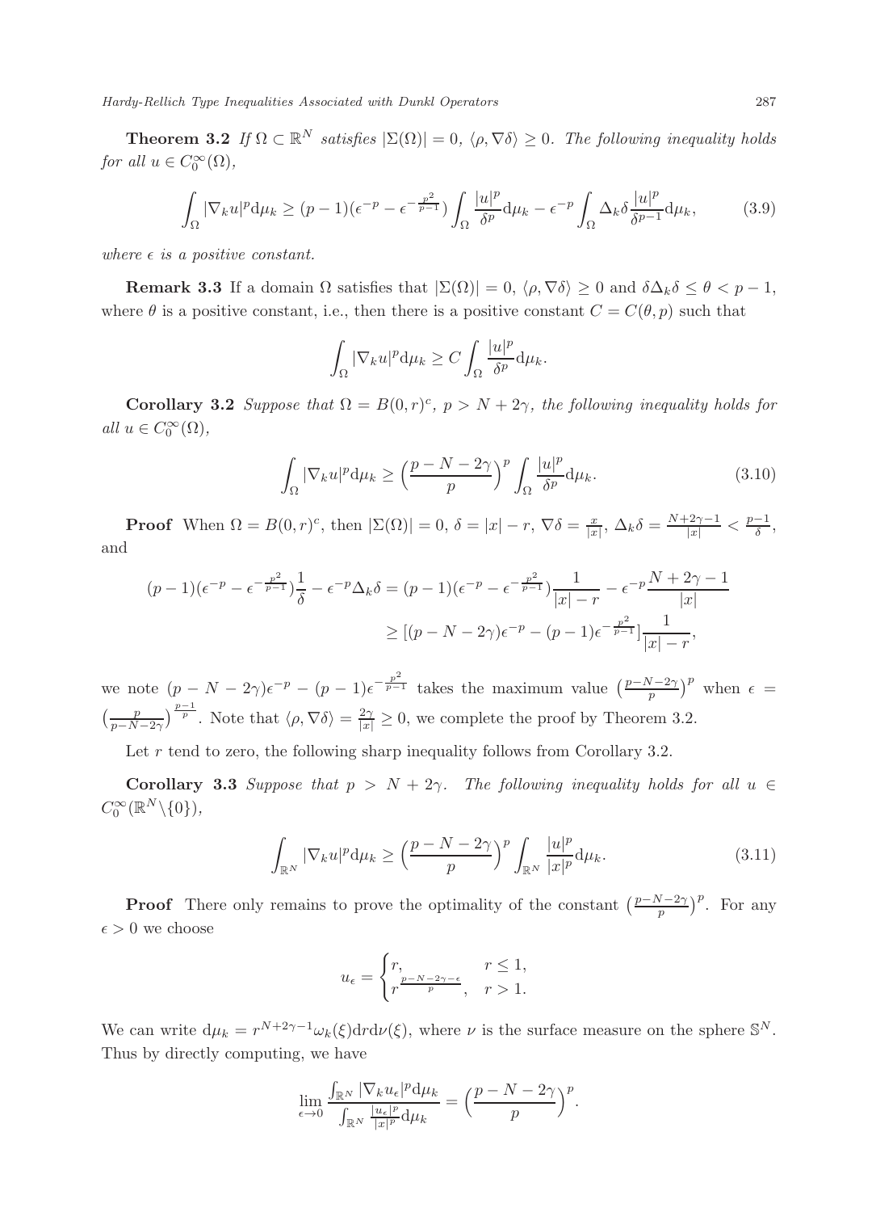**Theorem 3.2** *If $\Omega \subset \mathbb{R}^N$ satisfies $|\Sigma(\Omega)| = 0$, $\langle \rho, \nabla \delta \rangle \geq 0$. The following inequality holds for all $u \in C_0^\infty(\Omega)$,*

$$\int_\Omega |\nabla_k u|^p \mathrm{d}\mu_k \geq (p-1)(\epsilon^{-p} - \epsilon^{-\frac{p^2}{p-1}}) \int_\Omega \frac{|u|^p}{\delta^p} \mathrm{d}\mu_k - \epsilon^{-p} \int_\Omega \Delta_k \delta \frac{|u|^p}{\delta^{p-1}} \mathrm{d}\mu_k, \tag{3.9}$$

*where $\epsilon$ is a positive constant.*

**Remark 3.3** If a domain $\Omega$ satisfies that $|\Sigma(\Omega)| = 0$, $\langle \rho, \nabla \delta \rangle \geq 0$ and $\delta \Delta_k \delta \leq \theta < p - 1$, where $\theta$ is a positive constant, i.e., then there is a positive constant $C = C(\theta, p)$ such that

$$\int_\Omega |\nabla_k u|^p \mathrm{d}\mu_k \geq C \int_\Omega \frac{|u|^p}{\delta^p} \mathrm{d}\mu_k.$$

**Corollary 3.2** *Suppose that $\Omega = B(0, r)^c$, $p > N + 2\gamma$, the following inequality holds for all $u \in C_0^\infty(\Omega)$,*

$$\int_\Omega |\nabla_k u|^p \mathrm{d}\mu_k \geq \Big(\frac{p - N - 2\gamma}{p}\Big)^p \int_\Omega \frac{|u|^p}{\delta^p} \mathrm{d}\mu_k. \tag{3.10}$$

**Proof** When $\Omega = B(0, r)^c$, then $|\Sigma(\Omega)| = 0$, $\delta = |x| - r$, $\nabla \delta = \frac{x}{|x|}$, $\Delta_k \delta = \frac{N+2\gamma-1}{|x|} < \frac{p-1}{\delta}$, and

$$\begin{aligned}(p-1)(\epsilon^{-p} - \epsilon^{-\frac{p^2}{p-1}})\frac{1}{\delta} - \epsilon^{-p} \Delta_k \delta &= (p-1)(\epsilon^{-p} - \epsilon^{-\frac{p^2}{p-1}})\frac{1}{|x| - r} - \epsilon^{-p} \frac{N + 2\gamma - 1}{|x|} \\ &\geq [(p - N - 2\gamma)\epsilon^{-p} - (p-1)\epsilon^{-\frac{p^2}{p-1}}] \frac{1}{|x| - r},\end{aligned}$$

we note $(p - N - 2\gamma)\epsilon^{-p} - (p-1)\epsilon^{-\frac{p^2}{p-1}}$ takes the maximum value $\big(\frac{p-N-2\gamma}{p}\big)^p$ when $\epsilon = \big(\frac{p}{p-N-2\gamma}\big)^{\frac{p-1}{p}}$. Note that $\langle \rho, \nabla \delta \rangle = \frac{2\gamma}{|x|} \geq 0$, we complete the proof by Theorem 3.2.

Let $r$ tend to zero, the following sharp inequality follows from Corollary 3.2.

**Corollary 3.3** *Suppose that $p > N + 2\gamma$. The following inequality holds for all $u \in C_0^\infty(\mathbb{R}^N \backslash \{0\})$,*

$$\int_{\mathbb{R}^N} |\nabla_k u|^p \mathrm{d}\mu_k \geq \Big(\frac{p - N - 2\gamma}{p}\Big)^p \int_{\mathbb{R}^N} \frac{|u|^p}{|x|^p} \mathrm{d}\mu_k. \tag{3.11}$$

**Proof** There only remains to prove the optimality of the constant $\big(\frac{p-N-2\gamma}{p}\big)^p$. For any $\epsilon > 0$ we choose

$$u_\epsilon = \begin{cases} r, & r \leq 1, \\ r^{\frac{p-N-2\gamma-\epsilon}{p}}, & r > 1. \end{cases}$$

We can write $\mathrm{d}\mu_k = r^{N+2\gamma-1}\omega_k(\xi)\mathrm{d}r\mathrm{d}\nu(\xi)$, where $\nu$ is the surface measure on the sphere $\mathbb{S}^N$. Thus by directly computing, we have

$$\lim_{\epsilon \to 0} \frac{\int_{\mathbb{R}^N} |\nabla_k u_\epsilon|^p \mathrm{d}\mu_k}{\int_{\mathbb{R}^N} \frac{|u_\epsilon|^p}{|x|^p} \mathrm{d}\mu_k} = \Big(\frac{p - N - 2\gamma}{p}\Big)^p.$$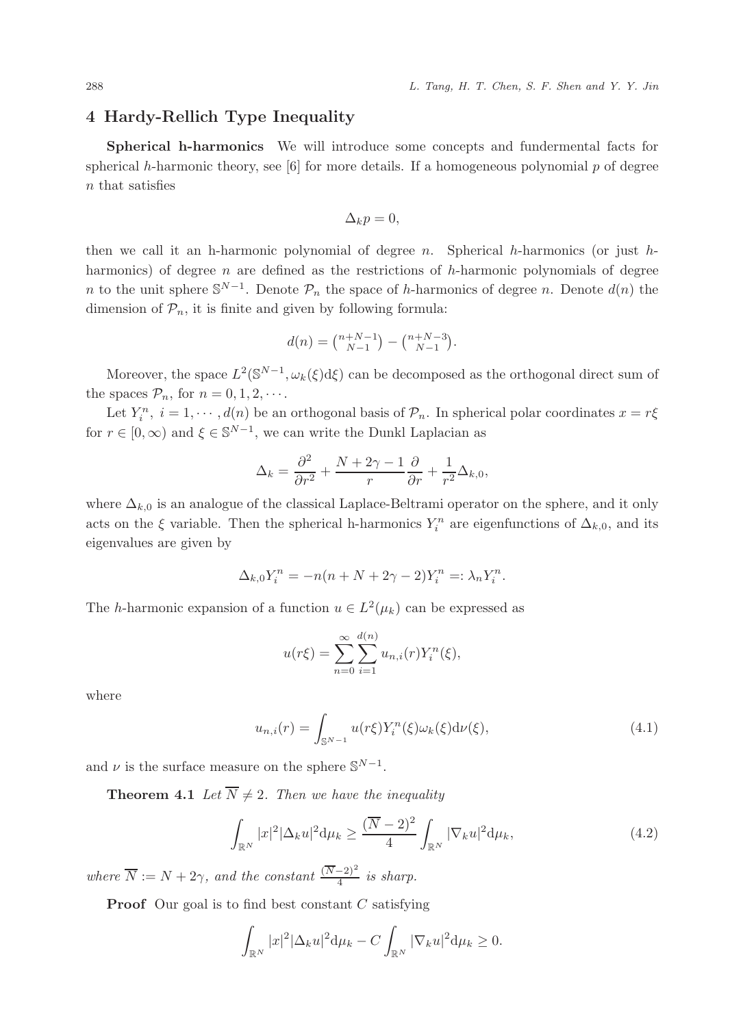## 4 Hardy-Rellich Type Inequality

**Spherical h-harmonics** We will introduce some concepts and fundermental facts for spherical $h$-harmonic theory, see [6] for more details. If a homogeneous polynomial $p$ of degree $n$ that satisfies

$$\Delta_k p = 0,$$

then we call it an h-harmonic polynomial of degree $n$. Spherical $h$-harmonics (or just $h$-harmonics) of degree $n$ are defined as the restrictions of $h$-harmonic polynomials of degree $n$ to the unit sphere $\mathbb{S}^{N-1}$. Denote $\mathcal{P}_n$ the space of $h$-harmonics of degree $n$. Denote $d(n)$ the dimension of $\mathcal{P}_n$, it is finite and given by following formula:

$$d(n) = \binom{n+N-1}{N-1} - \binom{n+N-3}{N-1}.$$

Moreover, the space $L^2(\mathbb{S}^{N-1}, \omega_k(\xi)\mathrm{d}\xi)$ can be decomposed as the orthogonal direct sum of the spaces $\mathcal{P}_n$, for $n = 0, 1, 2, \cdots$.

Let $Y_i^n$, $i = 1, \cdots, d(n)$ be an orthogonal basis of $\mathcal{P}_n$. In spherical polar coordinates $x = r\xi$ for $r \in [0, \infty)$ and $\xi \in \mathbb{S}^{N-1}$, we can write the Dunkl Laplacian as

$$\Delta_k = \frac{\partial^2}{\partial r^2} + \frac{N + 2\gamma - 1}{r}\frac{\partial}{\partial r} + \frac{1}{r^2}\Delta_{k,0},$$

where $\Delta_{k,0}$ is an analogue of the classical Laplace-Beltrami operator on the sphere, and it only acts on the $\xi$ variable. Then the spherical h-harmonics $Y_i^n$ are eigenfunctions of $\Delta_{k,0}$, and its eigenvalues are given by

$$\Delta_{k,0} Y_i^n = -n(n + N + 2\gamma - 2)Y_i^n =: \lambda_n Y_i^n.$$

The $h$-harmonic expansion of a function $u \in L^2(\mu_k)$ can be expressed as

$$u(r\xi) = \sum_{n=0}^{\infty}\sum_{i=1}^{d(n)} u_{n,i}(r) Y_i^n(\xi),$$

where

$$u_{n,i}(r) = \int_{\mathbb{S}^{N-1}} u(r\xi) Y_i^n(\xi)\omega_k(\xi)\mathrm{d}\nu(\xi), \tag{4.1}$$

and $\nu$ is the surface measure on the sphere $\mathbb{S}^{N-1}$.

**Theorem 4.1** *Let $\overline{N} \neq 2$. Then we have the inequality*

$$\int_{\mathbb{R}^N} |x|^2 |\Delta_k u|^2 \mathrm{d}\mu_k \geq \frac{(\overline{N} - 2)^2}{4}\int_{\mathbb{R}^N} |\nabla_k u|^2 \mathrm{d}\mu_k, \tag{4.2}$$

*where $\overline{N} := N + 2\gamma$, and the constant $\frac{(\overline{N}-2)^2}{4}$ is sharp.*

**Proof** Our goal is to find best constant $C$ satisfying

$$\int_{\mathbb{R}^N} |x|^2 |\Delta_k u|^2 \mathrm{d}\mu_k - C\int_{\mathbb{R}^N} |\nabla_k u|^2 \mathrm{d}\mu_k \geq 0.$$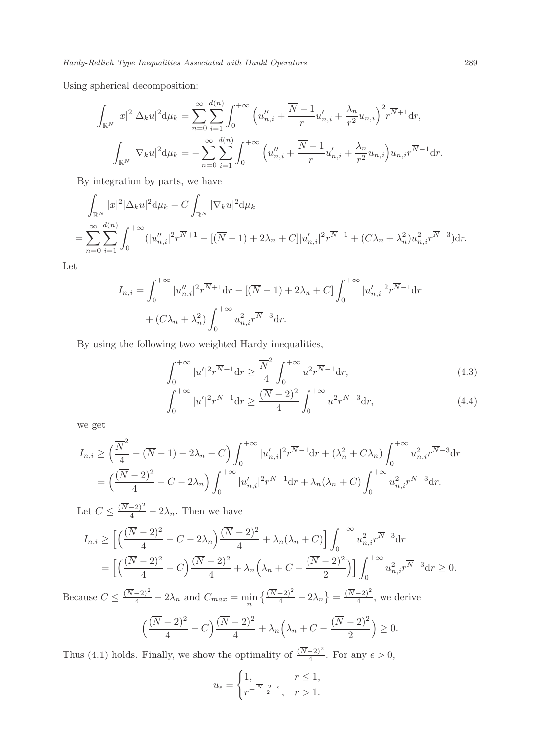Using spherical decomposition:

$$\int_{\mathbb{R}^N} |x|^2 |\Delta_k u|^2 \mathrm{d}\mu_k = \sum_{n=0}^{\infty} \sum_{i=1}^{d(n)} \int_0^{+\infty} \Big(u''_{n,i} + \frac{\overline{N}-1}{r} u'_{n,i} + \frac{\lambda_n}{r^2} u_{n,i}\Big)^2 r^{\overline{N}+1} \mathrm{d}r,$$

$$\int_{\mathbb{R}^N} |\nabla_k u|^2 \mathrm{d}\mu_k = -\sum_{n=0}^{\infty} \sum_{i=1}^{d(n)} \int_0^{+\infty} \Big(u''_{n,i} + \frac{\overline{N}-1}{r} u'_{n,i} + \frac{\lambda_n}{r^2} u_{n,i}\Big) u_{n,i} r^{\overline{N}-1} \mathrm{d}r.$$

By integration by parts, we have

$$\begin{aligned}
&\int_{\mathbb{R}^N} |x|^2 |\Delta_k u|^2 \mathrm{d}\mu_k - C \int_{\mathbb{R}^N} |\nabla_k u|^2 \mathrm{d}\mu_k \\
=& \sum_{n=0}^{\infty} \sum_{i=1}^{d(n)} \int_0^{+\infty} (|u''_{n,i}|^2 r^{\overline{N}+1} - [(\overline{N}-1) + 2\lambda_n + C] |u'_{n,i}|^2 r^{\overline{N}-1} + (C\lambda_n + \lambda_n^2) u_{n,i}^2 r^{\overline{N}-3}) \mathrm{d}r.
\end{aligned}$$

Let

$$\begin{aligned}
I_{n,i} =& \int_0^{+\infty} |u''_{n,i}|^2 r^{\overline{N}+1} \mathrm{d}r - [(\overline{N}-1) + 2\lambda_n + C] \int_0^{+\infty} |u'_{n,i}|^2 r^{\overline{N}-1} \mathrm{d}r \\
&+ (C\lambda_n + \lambda_n^2) \int_0^{+\infty} u_{n,i}^2 r^{\overline{N}-3} \mathrm{d}r.
\end{aligned}$$

By using the following two weighted Hardy inequalities,

$$\int_0^{+\infty} |u'|^2 r^{\overline{N}+1} \mathrm{d}r \ge \frac{\overline{N}^2}{4} \int_0^{+\infty} u^2 r^{\overline{N}-1} \mathrm{d}r, \tag{4.3}$$

$$\int_0^{+\infty} |u'|^2 r^{\overline{N}-1} \mathrm{d}r \ge \frac{(\overline{N}-2)^2}{4} \int_0^{+\infty} u^2 r^{\overline{N}-3} \mathrm{d}r, \tag{4.4}$$

we get

$$\begin{aligned}
I_{n,i} &\ge \Big(\frac{\overline{N}^2}{4} - (\overline{N}-1) - 2\lambda_n - C\Big) \int_0^{+\infty} |u'_{n,i}|^2 r^{\overline{N}-1} \mathrm{d}r + (\lambda_n^2 + C\lambda_n) \int_0^{+\infty} u_{n,i}^2 r^{\overline{N}-3} \mathrm{d}r \\
&= \Big(\frac{(\overline{N}-2)^2}{4} - C - 2\lambda_n\Big) \int_0^{+\infty} |u'_{n,i}|^2 r^{\overline{N}-1} \mathrm{d}r + \lambda_n(\lambda_n + C) \int_0^{+\infty} u_{n,i}^2 r^{\overline{N}-3} \mathrm{d}r.
\end{aligned}$$

Let $C \le \frac{(\overline{N}-2)^2}{4} - 2\lambda_n$. Then we have

$$\begin{aligned}
I_{n,i} &\ge \Big[\Big(\frac{(\overline{N}-2)^2}{4} - C - 2\lambda_n\Big) \frac{(\overline{N}-2)^2}{4} + \lambda_n(\lambda_n + C)\Big] \int_0^{+\infty} u_{n,i}^2 r^{\overline{N}-3} \mathrm{d}r \\
&= \Big[\Big(\frac{(\overline{N}-2)^2}{4} - C\Big) \frac{(\overline{N}-2)^2}{4} + \lambda_n\Big(\lambda_n + C - \frac{(\overline{N}-2)^2}{2}\Big)\Big] \int_0^{+\infty} u_{n,i}^2 r^{\overline{N}-3} \mathrm{d}r \ge 0.
\end{aligned}$$

Because $C \le \frac{(\overline{N}-2)^2}{4} - 2\lambda_n$ and $C_{max} = \min_n \big\{\frac{(\overline{N}-2)^2}{4} - 2\lambda_n\big\} = \frac{(\overline{N}-2)^2}{4}$, we derive

$$\Big(\frac{(\overline{N}-2)^2}{4} - C\Big) \frac{(\overline{N}-2)^2}{4} + \lambda_n\Big(\lambda_n + C - \frac{(\overline{N}-2)^2}{2}\Big) \ge 0.$$

Thus (4.1) holds. Finally, we show the optimality of $\frac{(\overline{N}-2)^2}{4}$. For any $\epsilon > 0$,

$$u_\epsilon = \begin{cases} 1, & r \le 1, \\ r^{-\frac{\overline{N}-2+\epsilon}{2}}, & r > 1. \end{cases}$$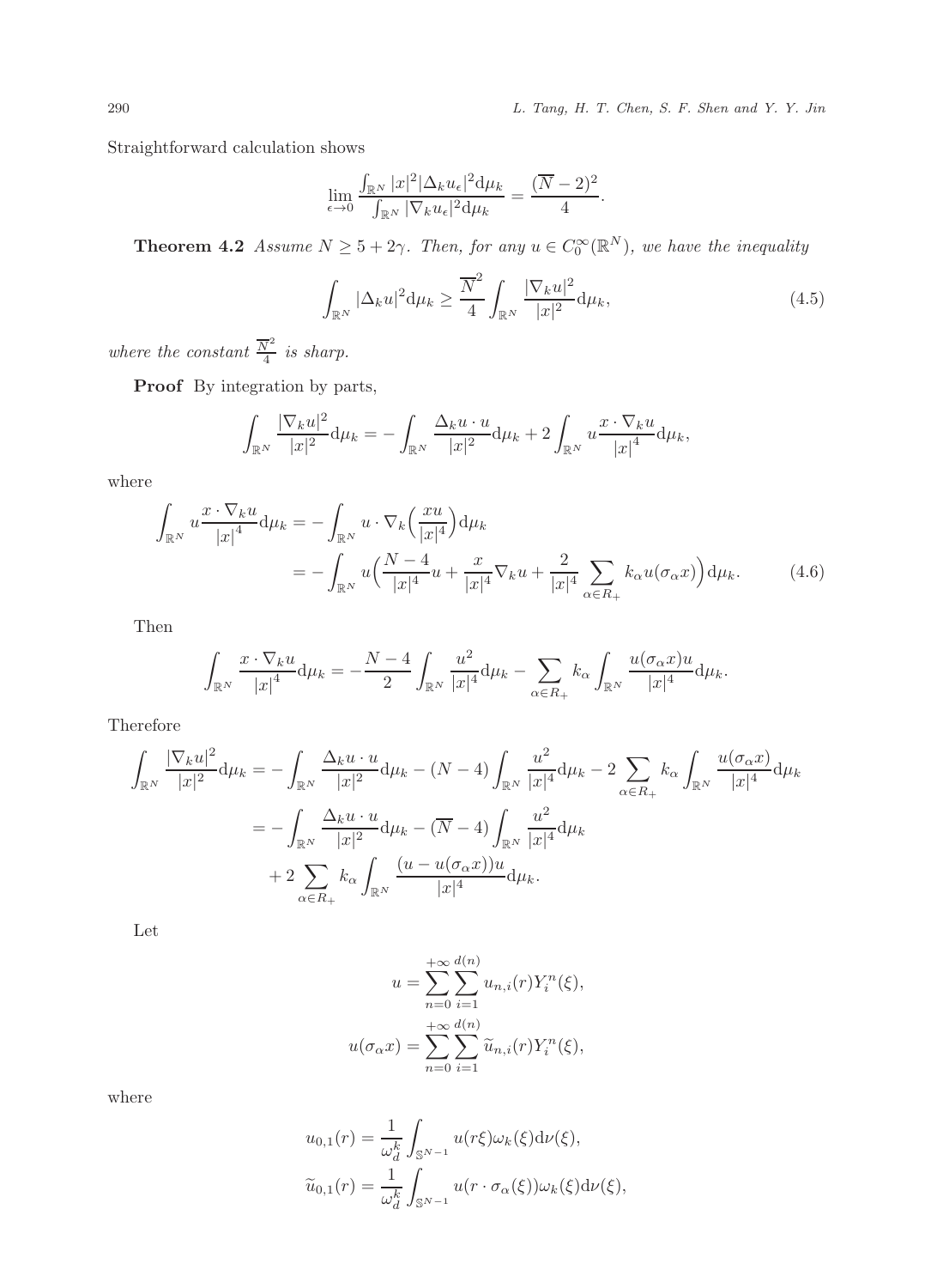Straightforward calculation shows

$$\lim_{\epsilon\to 0}\frac{\int_{\mathbb{R}^N}|x|^2|\Delta_k u_\epsilon|^2\mathrm{d}\mu_k}{\int_{\mathbb{R}^N}|\nabla_k u_\epsilon|^2\mathrm{d}\mu_k}=\frac{(\overline{N}-2)^2}{4}.$$

**Theorem 4.2** *Assume $N\geq 5+2\gamma$. Then, for any $u\in C_0^\infty(\mathbb{R}^N)$, we have the inequality*

$$\int_{\mathbb{R}^N}|\Delta_k u|^2\mathrm{d}\mu_k\geq\frac{\overline{N}^2}{4}\int_{\mathbb{R}^N}\frac{|\nabla_k u|^2}{|x|^2}\mathrm{d}\mu_k, \tag{4.5}$$

*where the constant $\frac{\overline{N}^2}{4}$ is sharp.*

**Proof** By integration by parts,

$$\int_{\mathbb{R}^N}\frac{|\nabla_k u|^2}{|x|^2}\mathrm{d}\mu_k=-\int_{\mathbb{R}^N}\frac{\Delta_k u\cdot u}{|x|^2}\mathrm{d}\mu_k+2\int_{\mathbb{R}^N}u\frac{x\cdot\nabla_k u}{|x|^4}\mathrm{d}\mu_k,$$

where

$$\begin{aligned}\int_{\mathbb{R}^N}u\frac{x\cdot\nabla_k u}{|x|^4}\mathrm{d}\mu_k&=-\int_{\mathbb{R}^N}u\cdot\nabla_k\Big(\frac{xu}{|x|^4}\Big)\mathrm{d}\mu_k\\&=-\int_{\mathbb{R}^N}u\Big(\frac{N-4}{|x|^4}u+\frac{x}{|x|^4}\nabla_k u+\frac{2}{|x|^4}\sum_{\alpha\in R_+}k_\alpha u(\sigma_\alpha x)\Big)\mathrm{d}\mu_k.\end{aligned}\tag{4.6}$$

Then

$$\int_{\mathbb{R}^N}\frac{x\cdot\nabla_k u}{|x|^4}\mathrm{d}\mu_k=-\frac{N-4}{2}\int_{\mathbb{R}^N}\frac{u^2}{|x|^4}\mathrm{d}\mu_k-\sum_{\alpha\in R_+}k_\alpha\int_{\mathbb{R}^N}\frac{u(\sigma_\alpha x)u}{|x|^4}\mathrm{d}\mu_k.$$

Therefore

$$\begin{aligned}\int_{\mathbb{R}^N}\frac{|\nabla_k u|^2}{|x|^2}\mathrm{d}\mu_k&=-\int_{\mathbb{R}^N}\frac{\Delta_k u\cdot u}{|x|^2}\mathrm{d}\mu_k-(N-4)\int_{\mathbb{R}^N}\frac{u^2}{|x|^4}\mathrm{d}\mu_k-2\sum_{\alpha\in R_+}k_\alpha\int_{\mathbb{R}^N}\frac{u(\sigma_\alpha x)}{|x|^4}\mathrm{d}\mu_k\\&=-\int_{\mathbb{R}^N}\frac{\Delta_k u\cdot u}{|x|^2}\mathrm{d}\mu_k-(\overline{N}-4)\int_{\mathbb{R}^N}\frac{u^2}{|x|^4}\mathrm{d}\mu_k\\&\quad+2\sum_{\alpha\in R_+}k_\alpha\int_{\mathbb{R}^N}\frac{(u-u(\sigma_\alpha x))u}{|x|^4}\mathrm{d}\mu_k.\end{aligned}$$

Let

$$u=\sum_{n=0}^{+\infty}\sum_{i=1}^{d(n)}u_{n,i}(r)Y_i^n(\xi),$$

$$u(\sigma_\alpha x)=\sum_{n=0}^{+\infty}\sum_{i=1}^{d(n)}\widetilde{u}_{n,i}(r)Y_i^n(\xi),$$

where

$$u_{0,1}(r)=\frac{1}{\omega_d^k}\int_{\mathbb{S}^{N-1}}u(r\xi)\omega_k(\xi)\mathrm{d}\nu(\xi),$$

$$\widetilde{u}_{0,1}(r)=\frac{1}{\omega_d^k}\int_{\mathbb{S}^{N-1}}u(r\cdot\sigma_\alpha(\xi))\omega_k(\xi)\mathrm{d}\nu(\xi),$$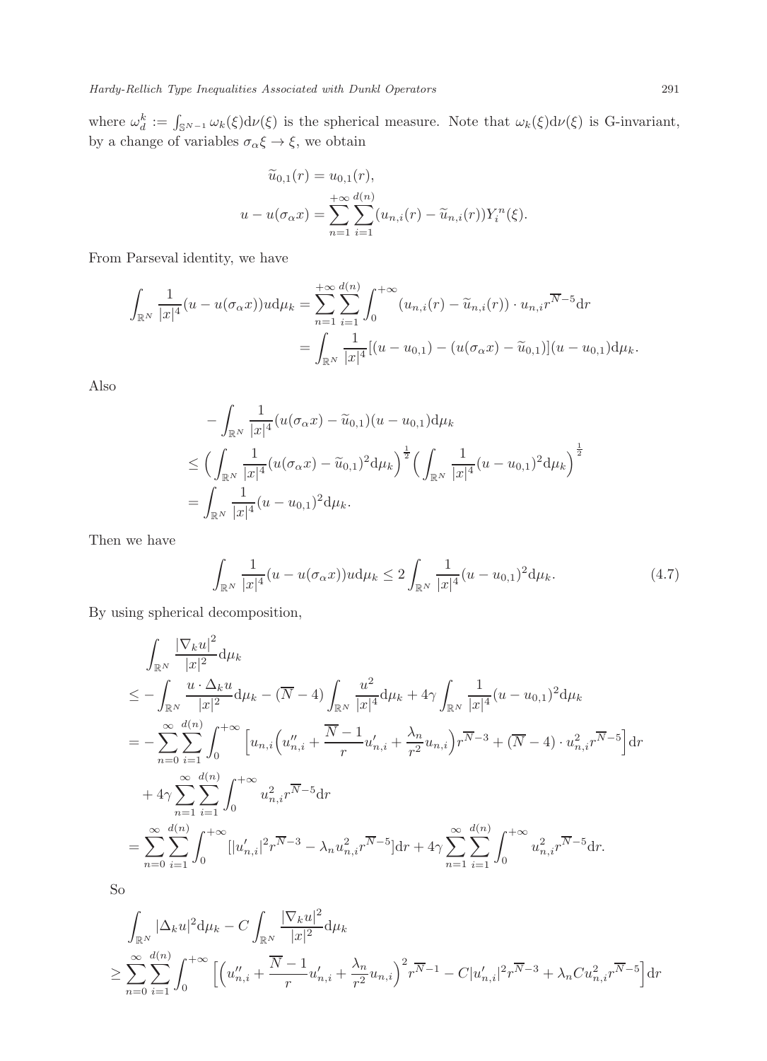where $\omega_d^k := \int_{\mathbb{S}^{N-1}} \omega_k(\xi) \mathrm{d}\nu(\xi)$ is the spherical measure. Note that $\omega_k(\xi)\mathrm{d}\nu(\xi)$ is G-invariant, by a change of variables $\sigma_\alpha \xi \to \xi$, we obtain

$$
\widetilde{u}_{0,1}(r) = u_{0,1}(r),
$$

$$
u - u(\sigma_\alpha x) = \sum_{n=1}^{+\infty} \sum_{i=1}^{d(n)} (u_{n,i}(r) - \widetilde{u}_{n,i}(r)) Y_i^n(\xi).
$$

From Parseval identity, we have

$$
\begin{aligned}
\int_{\mathbb{R}^N} \frac{1}{|x|^4}(u - u(\sigma_\alpha x)) u \mathrm{d}\mu_k &= \sum_{n=1}^{+\infty} \sum_{i=1}^{d(n)} \int_0^{+\infty} (u_{n,i}(r) - \widetilde{u}_{n,i}(r)) \cdot u_{n,i} r^{\overline{N}-5} \mathrm{d}r \\
&= \int_{\mathbb{R}^N} \frac{1}{|x|^4} [(u - u_{0,1}) - (u(\sigma_\alpha x) - \widetilde{u}_{0,1})](u - u_{0,1}) \mathrm{d}\mu_k.
\end{aligned}
$$

Also

$$
\begin{aligned}
&- \int_{\mathbb{R}^N} \frac{1}{|x|^4} (u(\sigma_\alpha x) - \widetilde{u}_{0,1})(u - u_{0,1}) \mathrm{d}\mu_k \\
&\le \Big( \int_{\mathbb{R}^N} \frac{1}{|x|^4} (u(\sigma_\alpha x) - \widetilde{u}_{0,1})^2 \mathrm{d}\mu_k \Big)^{\frac{1}{2}} \Big( \int_{\mathbb{R}^N} \frac{1}{|x|^4} (u - u_{0,1})^2 \mathrm{d}\mu_k \Big)^{\frac{1}{2}} \\
&= \int_{\mathbb{R}^N} \frac{1}{|x|^4} (u - u_{0,1})^2 \mathrm{d}\mu_k.
\end{aligned}
$$

Then we have

$$
\int_{\mathbb{R}^N} \frac{1}{|x|^4} (u - u(\sigma_\alpha x)) u \mathrm{d}\mu_k \le 2 \int_{\mathbb{R}^N} \frac{1}{|x|^4} (u - u_{0,1})^2 \mathrm{d}\mu_k. \tag{4.7}
$$

By using spherical decomposition,

$$
\begin{aligned}
&\int_{\mathbb{R}^N} \frac{|\nabla_k u|^2}{|x|^2} \mathrm{d}\mu_k \\
&\le - \int_{\mathbb{R}^N} \frac{u \cdot \Delta_k u}{|x|^2} \mathrm{d}\mu_k - (\overline{N} - 4) \int_{\mathbb{R}^N} \frac{u^2}{|x|^4} \mathrm{d}\mu_k + 4\gamma \int_{\mathbb{R}^N} \frac{1}{|x|^4} (u - u_{0,1})^2 \mathrm{d}\mu_k \\
&= - \sum_{n=0}^{\infty} \sum_{i=1}^{d(n)} \int_0^{+\infty} \Big[ u_{n,i} \Big( u_{n,i}'' + \frac{\overline{N}-1}{r} u_{n,i}' + \frac{\lambda_n}{r^2} u_{n,i} \Big) r^{\overline{N}-3} + (\overline{N} - 4) \cdot u_{n,i}^2 r^{\overline{N}-5} \Big] \mathrm{d}r \\
&\quad + 4\gamma \sum_{n=1}^{\infty} \sum_{i=1}^{d(n)} \int_0^{+\infty} u_{n,i}^2 r^{\overline{N}-5} \mathrm{d}r \\
&= \sum_{n=0}^{\infty} \sum_{i=1}^{d(n)} \int_0^{+\infty} [|u_{n,i}'|^2 r^{\overline{N}-3} - \lambda_n u_{n,i}^2 r^{\overline{N}-5}] \mathrm{d}r + 4\gamma \sum_{n=1}^{\infty} \sum_{i=1}^{d(n)} \int_0^{+\infty} u_{n,i}^2 r^{\overline{N}-5} \mathrm{d}r.
\end{aligned}
$$

So

$$
\begin{aligned}
&\int_{\mathbb{R}^N} |\Delta_k u|^2 \mathrm{d}\mu_k - C \int_{\mathbb{R}^N} \frac{|\nabla_k u|^2}{|x|^2} \mathrm{d}\mu_k \\
&\ge \sum_{n=0}^{\infty} \sum_{i=1}^{d(n)} \int_0^{+\infty} \Big[ \Big( u_{n,i}'' + \frac{\overline{N}-1}{r} u_{n,i}' + \frac{\lambda_n}{r^2} u_{n,i} \Big)^2 r^{\overline{N}-1} - C |u_{n,i}'|^2 r^{\overline{N}-3} + \lambda_n C u_{n,i}^2 r^{\overline{N}-5} \Big] \mathrm{d}r
\end{aligned}
$$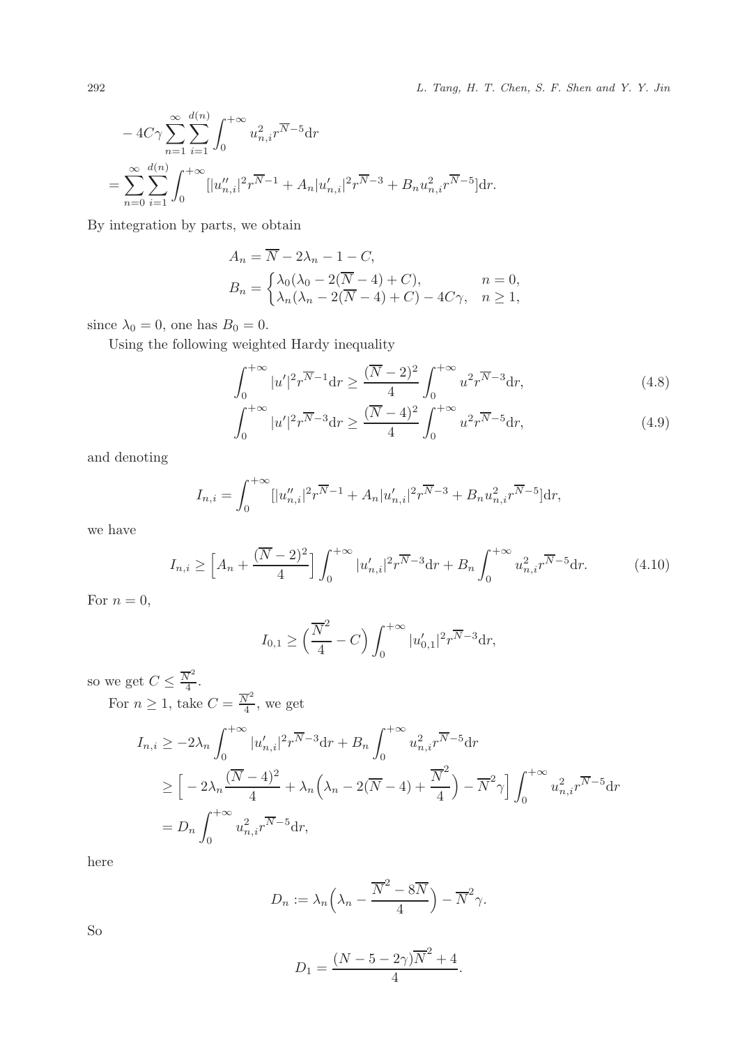$$
\begin{aligned}
&- 4C\gamma \sum_{n=1}^{\infty}\sum_{i=1}^{d(n)} \int_0^{+\infty} u_{n,i}^2 r^{\overline{N}-5} \mathrm{d}r \\
&= \sum_{n=0}^{\infty}\sum_{i=1}^{d(n)} \int_0^{+\infty} [|u_{n,i}''|^2 r^{\overline{N}-1} + A_n |u_{n,i}'|^2 r^{\overline{N}-3} + B_n u_{n,i}^2 r^{\overline{N}-5}] \mathrm{d}r.
\end{aligned}
$$

By integration by parts, we obtain

$$
\begin{aligned}
A_n &= \overline{N} - 2\lambda_n - 1 - C, \\
B_n &= \begin{cases} \lambda_0(\lambda_0 - 2(\overline{N}-4) + C), & n = 0, \\ \lambda_n(\lambda_n - 2(\overline{N}-4) + C) - 4C\gamma, & n \geq 1, \end{cases}
\end{aligned}
$$

since $\lambda_0 = 0$, one has $B_0 = 0$.

Using the following weighted Hardy inequality

$$
\int_0^{+\infty} |u'|^2 r^{\overline{N}-1} \mathrm{d}r \geq \frac{(\overline{N}-2)^2}{4} \int_0^{+\infty} u^2 r^{\overline{N}-3} \mathrm{d}r, \tag{4.8}
$$

$$
\int_0^{+\infty} |u'|^2 r^{\overline{N}-3} \mathrm{d}r \geq \frac{(\overline{N}-4)^2}{4} \int_0^{+\infty} u^2 r^{\overline{N}-5} \mathrm{d}r, \tag{4.9}
$$

and denoting

$$
I_{n,i} = \int_0^{+\infty} [|u_{n,i}''|^2 r^{\overline{N}-1} + A_n |u_{n,i}'|^2 r^{\overline{N}-3} + B_n u_{n,i}^2 r^{\overline{N}-5}] \mathrm{d}r,
$$

we have

$$
I_{n,i} \geq \Big[A_n + \frac{(\overline{N}-2)^2}{4}\Big] \int_0^{+\infty} |u_{n,i}'|^2 r^{\overline{N}-3} \mathrm{d}r + B_n \int_0^{+\infty} u_{n,i}^2 r^{\overline{N}-5} \mathrm{d}r. \tag{4.10}
$$

For $n = 0$,

$$
I_{0,1} \geq \Big(\frac{\overline{N}^2}{4} - C\Big) \int_0^{+\infty} |u_{0,1}'|^2 r^{\overline{N}-3} \mathrm{d}r,
$$

so we get $C \leq \frac{\overline{N}^2}{4}$.

For $n \geq 1$, take $C = \frac{\overline{N}^2}{4}$, we get

$$
\begin{aligned}
I_{n,i} &\geq -2\lambda_n \int_0^{+\infty} |u_{n,i}'|^2 r^{\overline{N}-3} \mathrm{d}r + B_n \int_0^{+\infty} u_{n,i}^2 r^{\overline{N}-5} \mathrm{d}r \\
&\geq \Big[-2\lambda_n \frac{(\overline{N}-4)^2}{4} + \lambda_n\Big(\lambda_n - 2(\overline{N}-4) + \frac{\overline{N}^2}{4}\Big) - \overline{N}^2\gamma\Big] \int_0^{+\infty} u_{n,i}^2 r^{\overline{N}-5} \mathrm{d}r \\
&= D_n \int_0^{+\infty} u_{n,i}^2 r^{\overline{N}-5} \mathrm{d}r,
\end{aligned}
$$

here

$$
D_n := \lambda_n\Big(\lambda_n - \frac{\overline{N}^2 - 8\overline{N}}{4}\Big) - \overline{N}^2\gamma.
$$

So

$$
D_1 = \frac{(N - 5 - 2\gamma)\overline{N}^2 + 4}{4}.
$$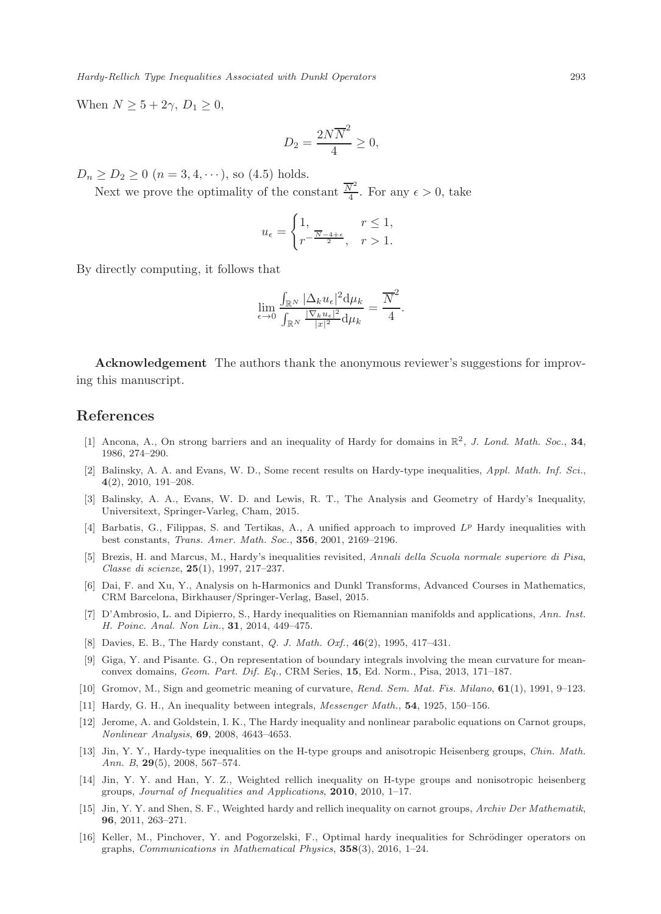When $N \geq 5 + 2\gamma$, $D_1 \geq 0$,

$$D_2 = \frac{2N\overline{N}^2}{4} \geq 0,$$

$D_n \geq D_2 \geq 0$ $(n = 3, 4, \cdots)$, so (4.5) holds.

Next we prove the optimality of the constant $\frac{\overline{N}^2}{4}$. For any $\epsilon > 0$, take

$$u_\epsilon = \begin{cases} 1, & r \leq 1, \\ r^{-\frac{\overline{N}-4+\epsilon}{2}}, & r > 1. \end{cases}$$

By directly computing, it follows that

$$\lim_{\epsilon \to 0} \frac{\int_{\mathbb{R}^N} |\Delta_k u_\epsilon|^2 \mathrm{d}\mu_k}{\int_{\mathbb{R}^N} \frac{|\nabla_k u_\epsilon|^2}{|x|^2} \mathrm{d}\mu_k} = \frac{\overline{N}^2}{4}.$$

**Acknowledgement** The authors thank the anonymous reviewer's suggestions for improving this manuscript.

## References

[1] Ancona, A., On strong barriers and an inequality of Hardy for domains in $\mathbb{R}^2$, *J. Lond. Math. Soc.*, **34**, 1986, 274–290.

[2] Balinsky, A. A. and Evans, W. D., Some recent results on Hardy-type inequalities, *Appl. Math. Inf. Sci.*, **4**(2), 2010, 191–208.

[3] Balinsky, A. A., Evans, W. D. and Lewis, R. T., The Analysis and Geometry of Hardy's Inequality, Universitext, Springer-Varleg, Cham, 2015.

[4] Barbatis, G., Filippas, S. and Tertikas, A., A unified approach to improved $L^p$ Hardy inequalities with best constants, *Trans. Amer. Math. Soc.*, **356**, 2001, 2169–2196.

[5] Brezis, H. and Marcus, M., Hardy's inequalities revisited, *Annali della Scuola normale superiore di Pisa, Classe di scienze*, **25**(1), 1997, 217–237.

[6] Dai, F. and Xu, Y., Analysis on h-Harmonics and Dunkl Transforms, Advanced Courses in Mathematics, CRM Barcelona, Birkhauser/Springer-Verlag, Basel, 2015.

[7] D'Ambrosio, L. and Dipierro, S., Hardy inequalities on Riemannian manifolds and applications, *Ann. Inst. H. Poinc. Anal. Non Lin.*, **31**, 2014, 449–475.

[8] Davies, E. B., The Hardy constant, *Q. J. Math. Oxf.*, **46**(2), 1995, 417–431.

[9] Giga, Y. and Pisante. G., On representation of boundary integrals involving the mean curvature for mean-convex domains, *Geom. Part. Dif. Eq.*, CRM Series, **15**, Ed. Norm., Pisa, 2013, 171–187.

[10] Gromov, M., Sign and geometric meaning of curvature, *Rend. Sem. Mat. Fis. Milano*, **61**(1), 1991, 9–123.

[11] Hardy, G. H., An inequality between integrals, *Messenger Math.*, **54**, 1925, 150–156.

[12] Jerome, A. and Goldstein, I. K., The Hardy inequality and nonlinear parabolic equations on Carnot groups, *Nonlinear Analysis*, **69**, 2008, 4643–4653.

[13] Jin, Y. Y., Hardy-type inequalities on the H-type groups and anisotropic Heisenberg groups, *Chin. Math. Ann. B*, **29**(5), 2008, 567–574.

[14] Jin, Y. Y. and Han, Y. Z., Weighted rellich inequality on H-type groups and nonisotropic heisenberg groups, *Journal of Inequalities and Applications*, **2010**, 2010, 1–17.

[15] Jin, Y. Y. and Shen, S. F., Weighted hardy and rellich inequality on carnot groups, *Archiv Der Mathematik*, **96**, 2011, 263–271.

[16] Keller, M., Pinchover, Y. and Pogorzelski, F., Optimal hardy inequalities for Schrödinger operators on graphs, *Communications in Mathematical Physics*, **358**(3), 2016, 1–24.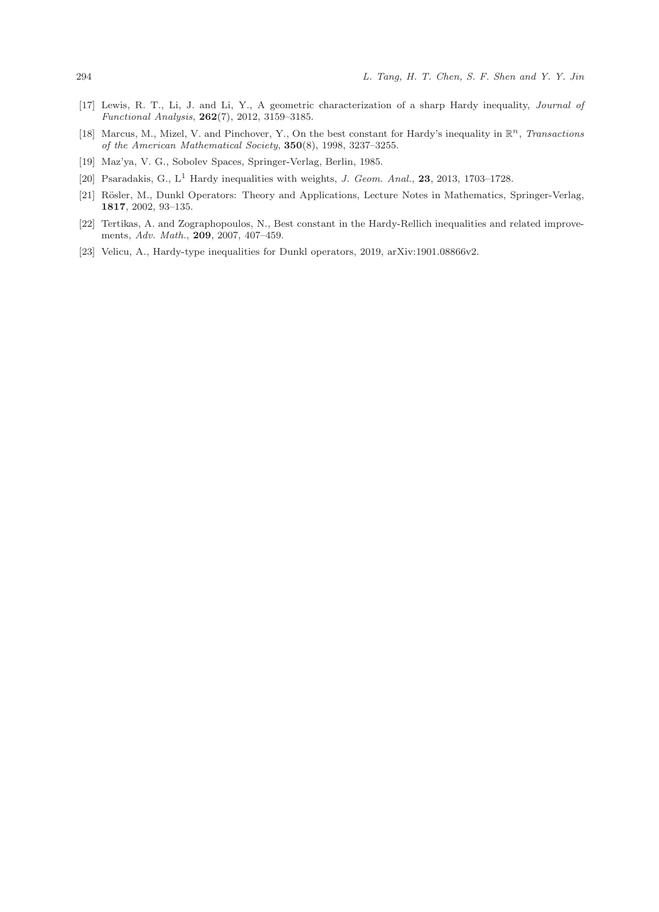[17] Lewis, R. T., Li, J. and Li, Y., A geometric characterization of a sharp Hardy inequality, *Journal of Functional Analysis*, **262**(7), 2012, 3159–3185.

[18] Marcus, M., Mizel, V. and Pinchover, Y., On the best constant for Hardy's inequality in $\mathbb{R}^n$, *Transactions of the American Mathematical Society*, **350**(8), 1998, 3237–3255.

[19] Maz'ya, V. G., Sobolev Spaces, Springer-Verlag, Berlin, 1985.

[20] Psaradakis, G., $L^1$ Hardy inequalities with weights, *J. Geom. Anal.*, **23**, 2013, 1703–1728.

[21] Rösler, M., Dunkl Operators: Theory and Applications, Lecture Notes in Mathematics, Springer-Verlag, **1817**, 2002, 93–135.

[22] Tertikas, A. and Zographopoulos, N., Best constant in the Hardy-Rellich inequalities and related improvements, *Adv. Math.*, **209**, 2007, 407–459.

[23] Velicu, A., Hardy-type inequalities for Dunkl operators, 2019, arXiv:1901.08866v2.